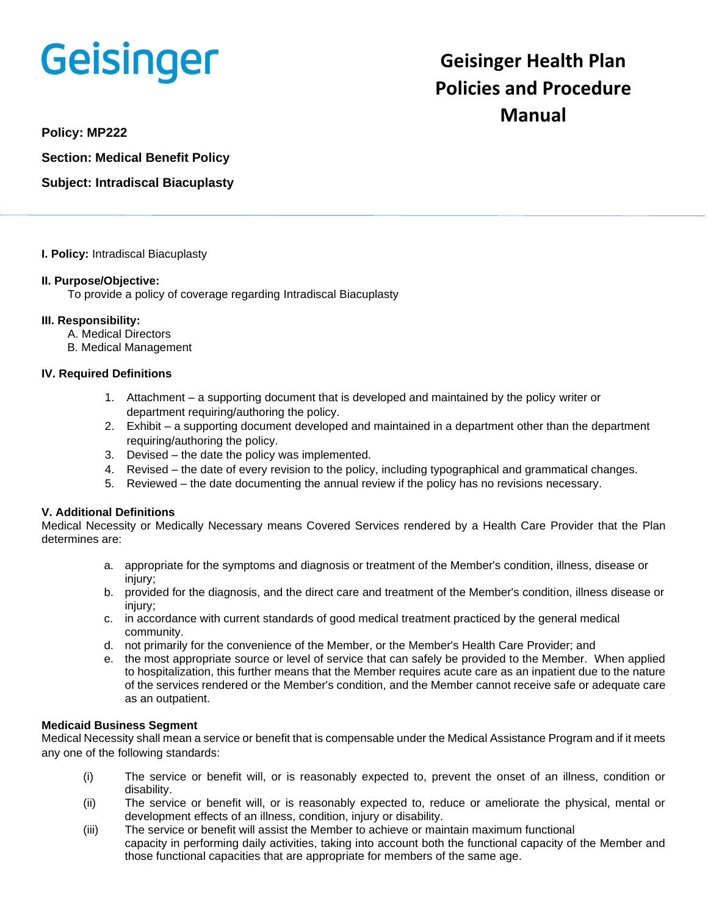Geisinger

# Geisinger Health Plan Policies and Procedure Manual

**Policy: MP222**

**Section: Medical Benefit Policy**

**Subject: Intradiscal Biacuplasty**

---

**I. Policy:** Intradiscal Biacuplasty

**II. Purpose/Objective:**

To provide a policy of coverage regarding Intradiscal Biacuplasty

**III. Responsibility:**

A. Medical Directors
B. Medical Management

**IV. Required Definitions**

1. Attachment – a supporting document that is developed and maintained by the policy writer or department requiring/authoring the policy.
2. Exhibit – a supporting document developed and maintained in a department other than the department requiring/authoring the policy.
3. Devised – the date the policy was implemented.
4. Revised – the date of every revision to the policy, including typographical and grammatical changes.
5. Reviewed – the date documenting the annual review if the policy has no revisions necessary.

**V. Additional Definitions**

Medical Necessity or Medically Necessary means Covered Services rendered by a Health Care Provider that the Plan determines are:

a. appropriate for the symptoms and diagnosis or treatment of the Member's condition, illness, disease or injury;
b. provided for the diagnosis, and the direct care and treatment of the Member's condition, illness disease or injury;
c. in accordance with current standards of good medical treatment practiced by the general medical community.
d. not primarily for the convenience of the Member, or the Member's Health Care Provider; and
e. the most appropriate source or level of service that can safely be provided to the Member. When applied to hospitalization, this further means that the Member requires acute care as an inpatient due to the nature of the services rendered or the Member's condition, and the Member cannot receive safe or adequate care as an outpatient.

**Medicaid Business Segment**

Medical Necessity shall mean a service or benefit that is compensable under the Medical Assistance Program and if it meets any one of the following standards:

(i) The service or benefit will, or is reasonably expected to, prevent the onset of an illness, condition or disability.

(ii) The service or benefit will, or is reasonably expected to, reduce or ameliorate the physical, mental or development effects of an illness, condition, injury or disability.

(iii) The service or benefit will assist the Member to achieve or maintain maximum functional capacity in performing daily activities, taking into account both the functional capacity of the Member and those functional capacities that are appropriate for members of the same age.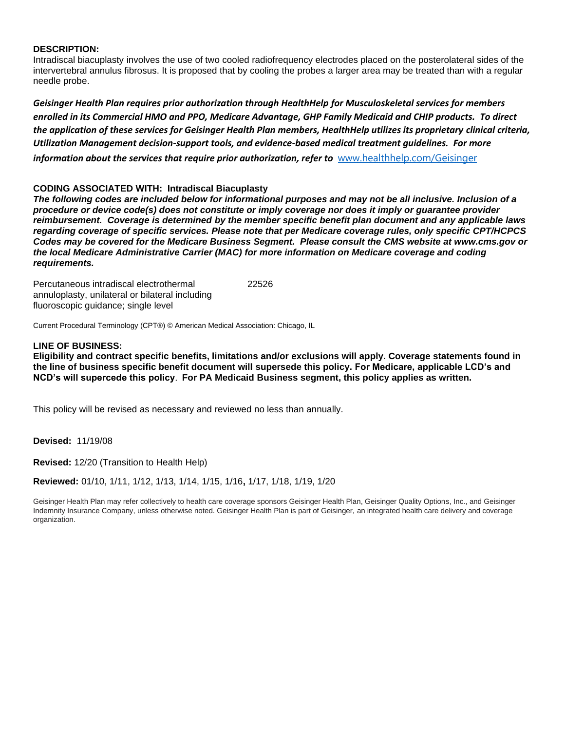**DESCRIPTION:**

Intradiscal biacuplasty involves the use of two cooled radiofrequency electrodes placed on the posterolateral sides of the intervertebral annulus fibrosus. It is proposed that by cooling the probes a larger area may be treated than with a regular needle probe.

***Geisinger Health Plan requires prior authorization through HealthHelp for Musculoskeletal services for members enrolled in its Commercial HMO and PPO, Medicare Advantage, GHP Family Medicaid and CHIP products. To direct the application of these services for Geisinger Health Plan members, HealthHelp utilizes its proprietary clinical criteria, Utilization Management decision-support tools, and evidence-based medical treatment guidelines. For more information about the services that require prior authorization, refer to*** www.healthhelp.com/Geisinger

**CODING ASSOCIATED WITH: Intradiscal Biacuplasty**

***The following codes are included below for informational purposes and may not be all inclusive. Inclusion of a procedure or device code(s) does not constitute or imply coverage nor does it imply or guarantee provider reimbursement. Coverage is determined by the member specific benefit plan document and any applicable laws regarding coverage of specific services. Please note that per Medicare coverage rules, only specific CPT/HCPCS Codes may be covered for the Medicare Business Segment. Please consult the CMS website at www.cms.gov or the local Medicare Administrative Carrier (MAC) for more information on Medicare coverage and coding requirements.***

| | |
|---|---|
| Percutaneous intradiscal electrothermal annuloplasty, unilateral or bilateral including fluoroscopic guidance; single level | 22526 |

Current Procedural Terminology (CPT®) © American Medical Association: Chicago, IL

**LINE OF BUSINESS:**

**Eligibility and contract specific benefits, limitations and/or exclusions will apply. Coverage statements found in the line of business specific benefit document will supersede this policy. For Medicare, applicable LCD's and NCD's will supercede this policy. For PA Medicaid Business segment, this policy applies as written.**

This policy will be revised as necessary and reviewed no less than annually.

**Devised:** 11/19/08

**Revised:** 12/20 (Transition to Health Help)

**Reviewed:** 01/10, 1/11, 1/12, 1/13, 1/14, 1/15, 1/16**,** 1/17, 1/18, 1/19, 1/20

Geisinger Health Plan may refer collectively to health care coverage sponsors Geisinger Health Plan, Geisinger Quality Options, Inc., and Geisinger Indemnity Insurance Company, unless otherwise noted. Geisinger Health Plan is part of Geisinger, an integrated health care delivery and coverage organization.